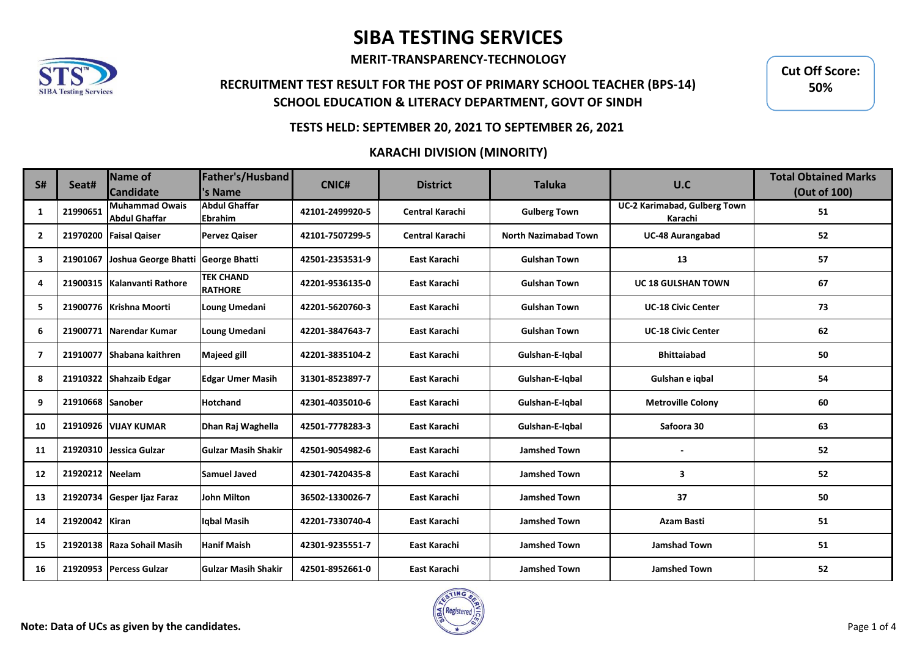# SIBA TESTING SERVICES

**MERIT-TRANSPARENCY-TECHNOLOGY**

**Cut Off Score: 50%**

## RECRUITMENT TEST RESULT FOR THE POST OF PRIMARY SCHOOL TEACHER (BPS-14)
## SCHOOL EDUCATION & LITERACY DEPARTMENT, GOVT OF SINDH

### TESTS HELD: SEPTEMBER 20, 2021 TO SEPTEMBER 26, 2021

### KARACHI DIVISION (MINORITY)

| S# | Seat# | Name of Candidate | Father's/Husband's Name | CNIC# | District | Taluka | U.C | Total Obtained Marks (Out of 100) |
|---|---|---|---|---|---|---|---|---|
| 1 | 21990651 | Muhammad Owais Abdul Ghaffar | Abdul Ghaffar Ebrahim | 42101-2499920-5 | Central Karachi | Gulberg Town | UC-2 Karimabad, Gulberg Town Karachi | 51 |
| 2 | 21970200 | Faisal Qaiser | Pervez Qaiser | 42101-7507299-5 | Central Karachi | North Nazimabad Town | UC-48 Aurangabad | 52 |
| 3 | 21901067 | Joshua George Bhatti | George Bhatti | 42501-2353531-9 | East Karachi | Gulshan Town | 13 | 57 |
| 4 | 21900315 | Kalanvanti Rathore | TEK CHAND RATHORE | 42201-9536135-0 | East Karachi | Gulshan Town | UC 18 GULSHAN TOWN | 67 |
| 5 | 21900776 | Krishna Moorti | Loung Umedani | 42201-5620760-3 | East Karachi | Gulshan Town | UC-18 Civic Center | 73 |
| 6 | 21900771 | Narendar Kumar | Loung Umedani | 42201-3847643-7 | East Karachi | Gulshan Town | UC-18 Civic Center | 62 |
| 7 | 21910077 | Shabana kaithren | Majeed gill | 42201-3835104-2 | East Karachi | Gulshan-E-Iqbal | Bhittaiabad | 50 |
| 8 | 21910322 | Shahzaib Edgar | Edgar Umer Masih | 31301-8523897-7 | East Karachi | Gulshan-E-Iqbal | Gulshan e iqbal | 54 |
| 9 | 21910668 | Sanober | Hotchand | 42301-4035010-6 | East Karachi | Gulshan-E-Iqbal | Metroville Colony | 60 |
| 10 | 21910926 | VIJAY KUMAR | Dhan Raj Waghella | 42501-7778283-3 | East Karachi | Gulshan-E-Iqbal | Safoora 30 | 63 |
| 11 | 21920310 | Jessica Gulzar | Gulzar Masih Shakir | 42501-9054982-6 | East Karachi | Jamshed Town | - | 52 |
| 12 | 21920212 | Neelam | Samuel Javed | 42301-7420435-8 | East Karachi | Jamshed Town | 3 | 52 |
| 13 | 21920734 | Gesper Ijaz Faraz | John Milton | 36502-1330026-7 | East Karachi | Jamshed Town | 37 | 50 |
| 14 | 21920042 | Kiran | Iqbal Masih | 42201-7330740-4 | East Karachi | Jamshed Town | Azam Basti | 51 |
| 15 | 21920138 | Raza Sohail Masih | Hanif Maish | 42301-9235551-7 | East Karachi | Jamshed Town | Jamshad Town | 51 |
| 16 | 21920953 | Percess Gulzar | Gulzar Masih Shakir | 42501-8952661-0 | East Karachi | Jamshed Town | Jamshed Town | 52 |

**Note: Data of UCs as given by the candidates.**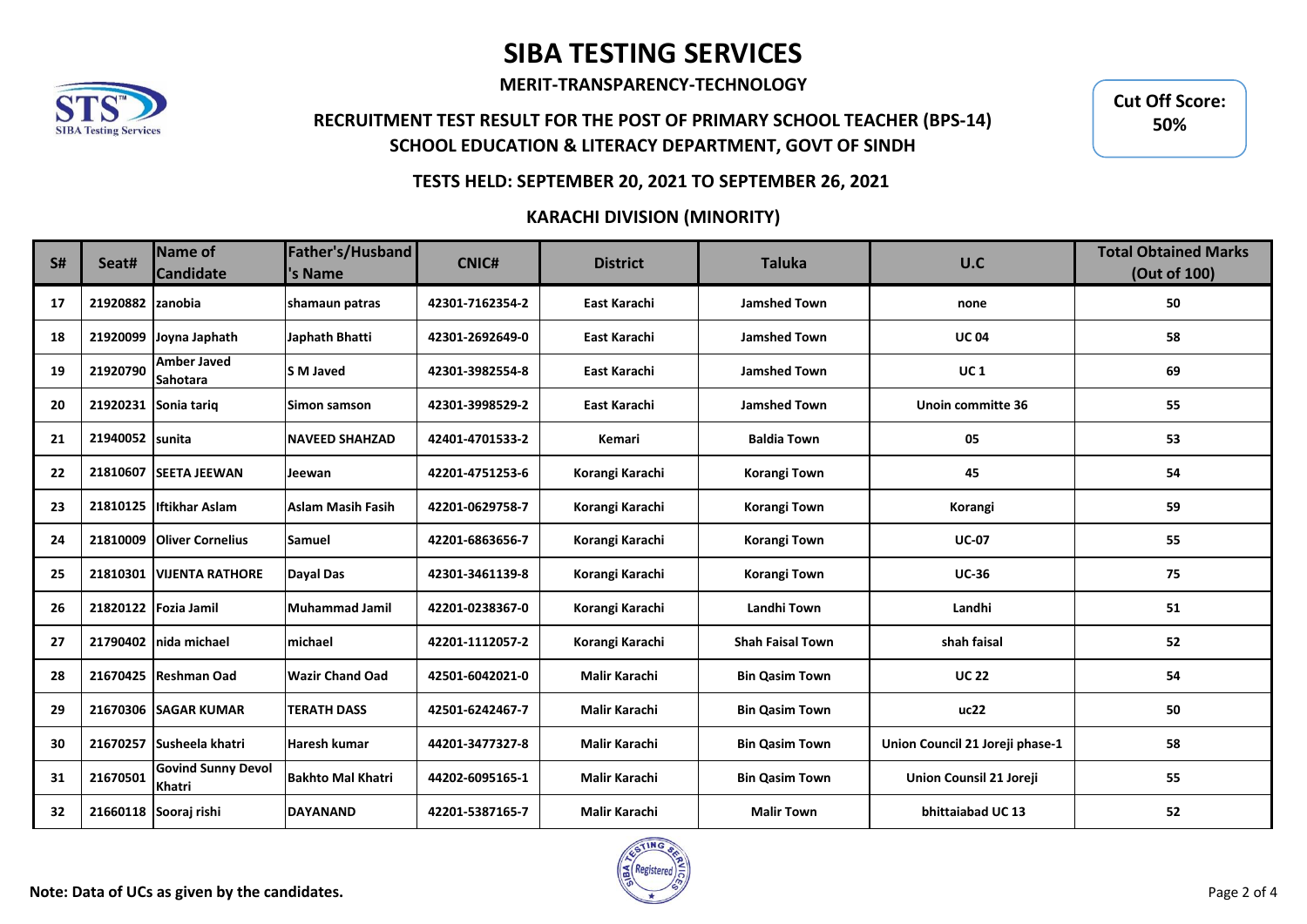# SIBA TESTING SERVICES

**MERIT-TRANSPARENCY-TECHNOLOGY**

**Cut Off Score: 50%**

## RECRUITMENT TEST RESULT FOR THE POST OF PRIMARY SCHOOL TEACHER (BPS-14)
## SCHOOL EDUCATION & LITERACY DEPARTMENT, GOVT OF SINDH

### TESTS HELD: SEPTEMBER 20, 2021 TO SEPTEMBER 26, 2021

### KARACHI DIVISION (MINORITY)

| S# | Seat# | Name of Candidate | Father's/Husband's Name | CNIC# | District | Taluka | U.C | Total Obtained Marks (Out of 100) |
|---|---|---|---|---|---|---|---|---|
| 17 | 21920882 | zanobia | shamaun patras | 42301-7162354-2 | East Karachi | Jamshed Town | none | 50 |
| 18 | 21920099 | Joyna Japhath | Japhath Bhatti | 42301-2692649-0 | East Karachi | Jamshed Town | UC 04 | 58 |
| 19 | 21920790 | Amber Javed Sahotara | S M Javed | 42301-3982554-8 | East Karachi | Jamshed Town | UC 1 | 69 |
| 20 | 21920231 | Sonia tariq | Simon samson | 42301-3998529-2 | East Karachi | Jamshed Town | Unoin committe 36 | 55 |
| 21 | 21940052 | sunita | NAVEED SHAHZAD | 42401-4701533-2 | Kemari | Baldia Town | 05 | 53 |
| 22 | 21810607 | SEETA JEEWAN | Jeewan | 42201-4751253-6 | Korangi Karachi | Korangi Town | 45 | 54 |
| 23 | 21810125 | Iftikhar Aslam | Aslam Masih Fasih | 42201-0629758-7 | Korangi Karachi | Korangi Town | Korangi | 59 |
| 24 | 21810009 | Oliver Cornelius | Samuel | 42201-6863656-7 | Korangi Karachi | Korangi Town | UC-07 | 55 |
| 25 | 21810301 | VIJENTA RATHORE | Dayal Das | 42301-3461139-8 | Korangi Karachi | Korangi Town | UC-36 | 75 |
| 26 | 21820122 | Fozia Jamil | Muhammad Jamil | 42201-0238367-0 | Korangi Karachi | Landhi Town | Landhi | 51 |
| 27 | 21790402 | nida michael | michael | 42201-1112057-2 | Korangi Karachi | Shah Faisal Town | shah faisal | 52 |
| 28 | 21670425 | Reshman Oad | Wazir Chand Oad | 42501-6042021-0 | Malir Karachi | Bin Qasim Town | UC 22 | 54 |
| 29 | 21670306 | SAGAR KUMAR | TERATH DASS | 42501-6242467-7 | Malir Karachi | Bin Qasim Town | uc22 | 50 |
| 30 | 21670257 | Susheela khatri | Haresh kumar | 44201-3477327-8 | Malir Karachi | Bin Qasim Town | Union Council 21 Joreji phase-1 | 58 |
| 31 | 21670501 | Govind Sunny Devol Khatri | Bakhto Mal Khatri | 44202-6095165-1 | Malir Karachi | Bin Qasim Town | Union Counsil 21 Joreji | 55 |
| 32 | 21660118 | Sooraj rishi | DAYANAND | 42201-5387165-7 | Malir Karachi | Malir Town | bhittaiabad UC 13 | 52 |

**Note: Data of UCs as given by the candidates.**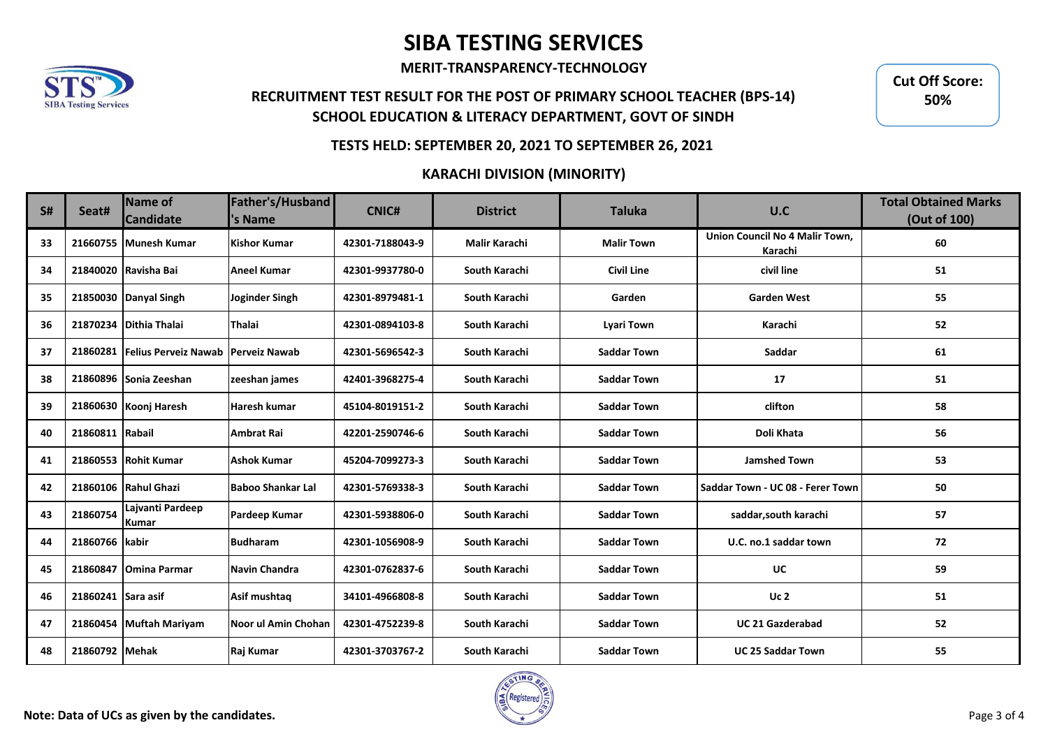# SIBA TESTING SERVICES

**MERIT-TRANSPARENCY-TECHNOLOGY**

**RECRUITMENT TEST RESULT FOR THE POST OF PRIMARY SCHOOL TEACHER (BPS-14)**
**SCHOOL EDUCATION & LITERACY DEPARTMENT, GOVT OF SINDH**

**Cut Off Score: 50%**

**TESTS HELD: SEPTEMBER 20, 2021 TO SEPTEMBER 26, 2021**

**KARACHI DIVISION (MINORITY)**

| S# | Seat# | Name of Candidate | Father's/Husband's Name | CNIC# | District | Taluka | U.C | Total Obtained Marks (Out of 100) |
|---|---|---|---|---|---|---|---|---|
| 33 | 21660755 | Munesh Kumar | Kishor Kumar | 42301-7188043-9 | Malir Karachi | Malir Town | Union Council No 4 Malir Town, Karachi | 60 |
| 34 | 21840020 | Ravisha Bai | Aneel Kumar | 42301-9937780-0 | South Karachi | Civil Line | civil line | 51 |
| 35 | 21850030 | Danyal Singh | Joginder Singh | 42301-8979481-1 | South Karachi | Garden | Garden West | 55 |
| 36 | 21870234 | Dithia Thalai | Thalai | 42301-0894103-8 | South Karachi | Lyari Town | Karachi | 52 |
| 37 | 21860281 | Felius Perveiz Nawab | Perveiz Nawab | 42301-5696542-3 | South Karachi | Saddar Town | Saddar | 61 |
| 38 | 21860896 | Sonia Zeeshan | zeeshan james | 42401-3968275-4 | South Karachi | Saddar Town | 17 | 51 |
| 39 | 21860630 | Koonj Haresh | Haresh kumar | 45104-8019151-2 | South Karachi | Saddar Town | clifton | 58 |
| 40 | 21860811 | Rabail | Ambrat Rai | 42201-2590746-6 | South Karachi | Saddar Town | Doli Khata | 56 |
| 41 | 21860553 | Rohit Kumar | Ashok Kumar | 45204-7099273-3 | South Karachi | Saddar Town | Jamshed Town | 53 |
| 42 | 21860106 | Rahul Ghazi | Baboo Shankar Lal | 42301-5769338-3 | South Karachi | Saddar Town | Saddar Town - UC 08 - Ferer Town | 50 |
| 43 | 21860754 | Lajvanti Pardeep Kumar | Pardeep Kumar | 42301-5938806-0 | South Karachi | Saddar Town | saddar,south karachi | 57 |
| 44 | 21860766 | kabir | Budharam | 42301-1056908-9 | South Karachi | Saddar Town | U.C. no.1 saddar town | 72 |
| 45 | 21860847 | Omina Parmar | Navin Chandra | 42301-0762837-6 | South Karachi | Saddar Town | UC | 59 |
| 46 | 21860241 | Sara asif | Asif mushtaq | 34101-4966808-8 | South Karachi | Saddar Town | Uc 2 | 51 |
| 47 | 21860454 | Muftah Mariyam | Noor ul Amin Chohan | 42301-4752239-8 | South Karachi | Saddar Town | UC 21 Gazderabad | 52 |
| 48 | 21860792 | Mehak | Raj Kumar | 42301-3703767-2 | South Karachi | Saddar Town | UC 25 Saddar Town | 55 |

**Note: Data of UCs as given by the candidates.**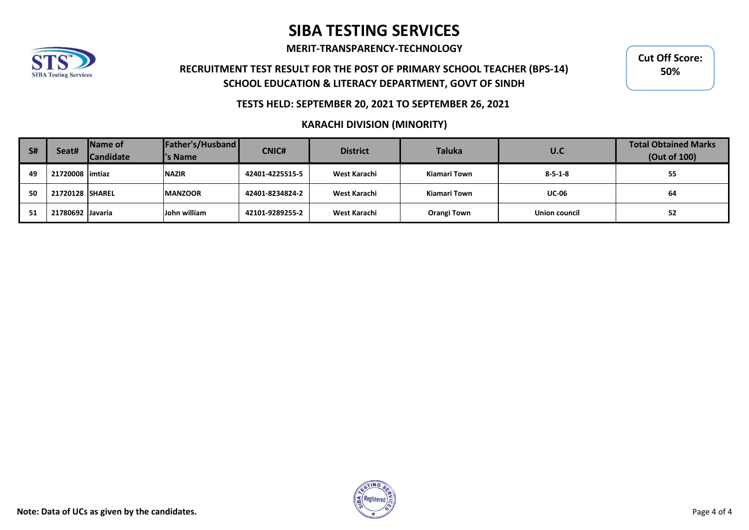# SIBA TESTING SERVICES

**MERIT-TRANSPARENCY-TECHNOLOGY**

**RECRUITMENT TEST RESULT FOR THE POST OF PRIMARY SCHOOL TEACHER (BPS-14)**
**SCHOOL EDUCATION & LITERACY DEPARTMENT, GOVT OF SINDH**

**Cut Off Score: 50%**

**TESTS HELD: SEPTEMBER 20, 2021 TO SEPTEMBER 26, 2021**

**KARACHI DIVISION (MINORITY)**

| S# | Seat# | Name of Candidate | Father's/Husband's Name | CNIC# | District | Taluka | U.C | Total Obtained Marks (Out of 100) |
|---|---|---|---|---|---|---|---|---|
| 49 | 21720008 | imtiaz | NAZIR | 42401-4225515-5 | West Karachi | Kiamari Town | 8-5-1-8 | 55 |
| 50 | 21720128 | SHAREL | MANZOOR | 42401-8234824-2 | West Karachi | Kiamari Town | UC-06 | 64 |
| 51 | 21780692 | Javaria | John william | 42101-9289255-2 | West Karachi | Orangi Town | Union council | 52 |

**Note: Data of UCs as given by the candidates.**